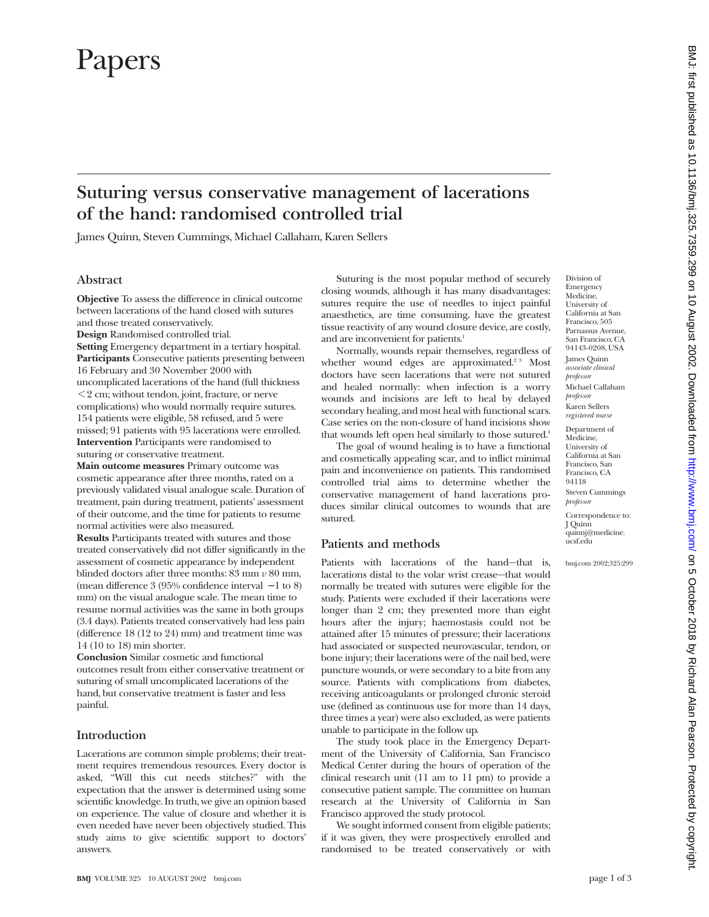# Papers

## Suturing versus conservative management of lacerations of the hand: randomised controlled trial

James Quinn, Steven Cummings, Michael Callaham, Karen Sellers

### Abstract

**Objective** To assess the difference in clinical outcome between lacerations of the hand closed with sutures and those treated conservatively.

**Design** Randomised controlled trial.

**Setting** Emergency department in a tertiary hospital.

**Participants** Consecutive patients presenting between 16 February and 30 November 2000 with uncomplicated lacerations of the hand (full thickness <2 cm; without tendon, joint, fracture, or nerve complications) who would normally require sutures. 154 patients were eligible, 58 refused, and 5 were missed; 91 patients with 95 lacerations were enrolled.

**Intervention** Participants were randomised to suturing or conservative treatment.

**Main outcome measures** Primary outcome was cosmetic appearance after three months, rated on a previously validated visual analogue scale. Duration of treatment, pain during treatment, patients' assessment of their outcome, and the time for patients to resume normal activities were also measured.

**Results** Participants treated with sutures and those treated conservatively did not differ significantly in the assessment of cosmetic appearance by independent blinded doctors after three months: 83 mm *v* 80 mm, (mean difference 3 (95% confidence interval −1 to 8) mm) on the visual analogue scale. The mean time to resume normal activities was the same in both groups (3.4 days). Patients treated conservatively had less pain (difference 18 (12 to 24) mm) and treatment time was 14 (10 to 18) min shorter.

**Conclusion** Similar cosmetic and functional outcomes result from either conservative treatment or suturing of small uncomplicated lacerations of the hand, but conservative treatment is faster and less painful.

### Introduction

Lacerations are common simple problems; their treatment requires tremendous resources. Every doctor is asked, "Will this cut needs stitches?" with the expectation that the answer is determined using some scientific knowledge. In truth, we give an opinion based on experience. The value of closure and whether it is even needed have never been objectively studied. This study aims to give scientific support to doctors' answers.

Suturing is the most popular method of securely closing wounds, although it has many disadvantages: sutures require the use of needles to inject painful anaesthetics, are time consuming, have the greatest tissue reactivity of any wound closure device, are costly, and are inconvenient for patients.[1]

Normally, wounds repair themselves, regardless of whether wound edges are approximated.[2 3] Most doctors have seen lacerations that were not sutured and healed normally: when infection is a worry wounds and incisions are left to heal by delayed secondary healing, and most heal with functional scars. Case series on the non-closure of hand incisions show that wounds left open heal similarly to those sutured.[4]

The goal of wound healing is to have a functional and cosmetically appealing scar, and to inflict minimal pain and inconvenience on patients. This randomised controlled trial aims to determine whether the conservative management of hand lacerations produces similar clinical outcomes to wounds that are sutured.

### Patients and methods

Patients with lacerations of the hand—that is, lacerations distal to the volar wrist crease—that would normally be treated with sutures were eligible for the study. Patients were excluded if their lacerations were longer than 2 cm; they presented more than eight hours after the injury; haemostasis could not be attained after 15 minutes of pressure; their lacerations had associated or suspected neurovascular, tendon, or bone injury; their lacerations were of the nail bed, were puncture wounds, or were secondary to a bite from any source. Patients with complications from diabetes, receiving anticoagulants or prolonged chronic steroid use (defined as continuous use for more than 14 days, three times a year) were also excluded, as were patients unable to participate in the follow up.

The study took place in the Emergency Department of the University of California, San Francisco Medical Center during the hours of operation of the clinical research unit (11 am to 11 pm) to provide a consecutive patient sample. The committee on human research at the University of California in San Francisco approved the study protocol.

We sought informed consent from eligible patients; if it was given, they were prospectively enrolled and randomised to be treated conservatively or with

Division of Emergency Medicine, University of California at San Francisco, 505 Parnassus Avenue, San Francisco, CA 94143-0208, USA
James Quinn *associate clinical professor*
Michael Callaham *professor*
Karen Sellers *registered nurse*

Department of Medicine, University of California at San Francisco, San Francisco, CA 94118
Steven Cummings *professor*

Correspondence to: J Quinn quinnj@medicine.ucsf.edu

bmj.com 2002;325:299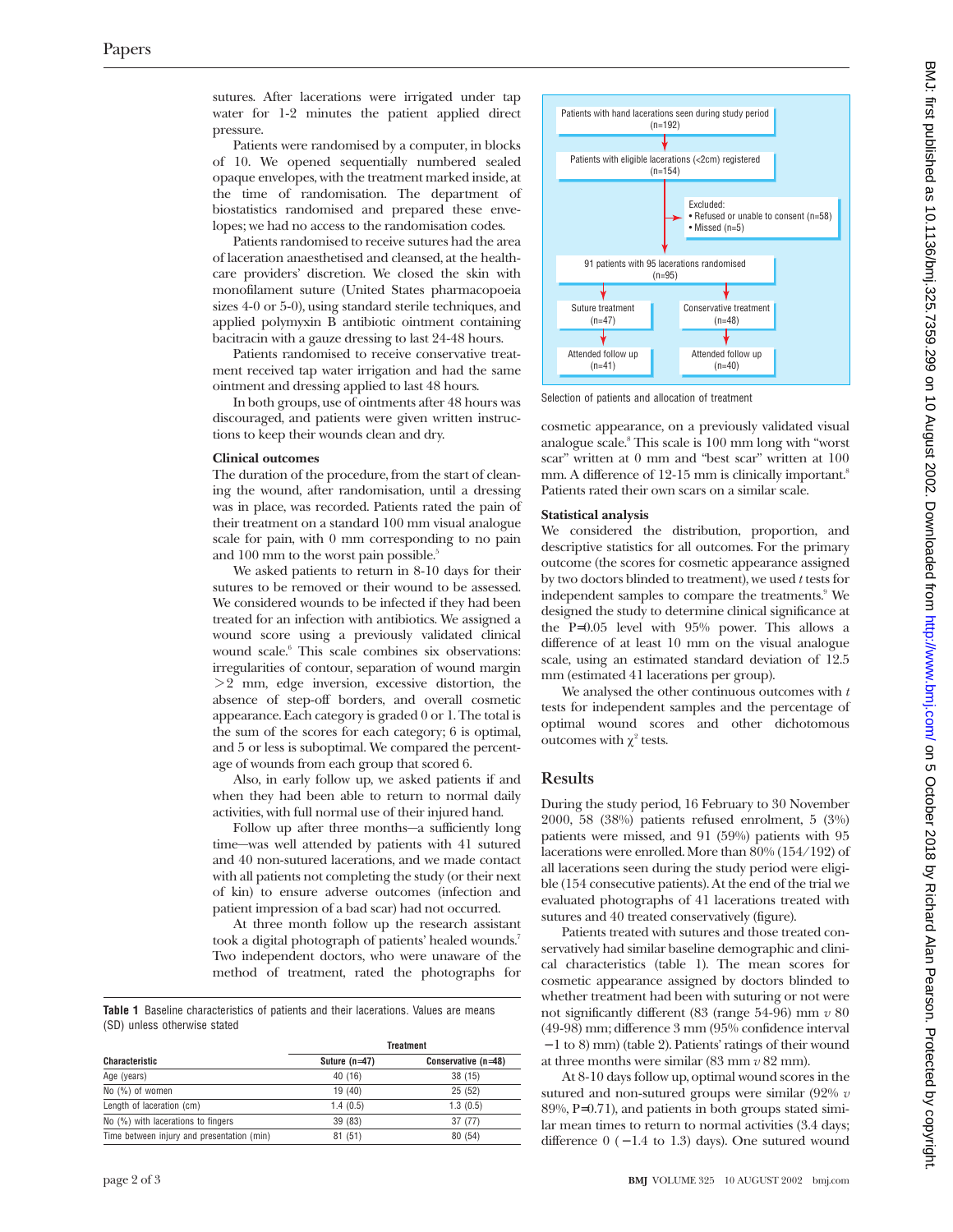sutures. After lacerations were irrigated under tap water for 1-2 minutes the patient applied direct pressure.

Patients were randomised by a computer, in blocks of 10. We opened sequentially numbered sealed opaque envelopes, with the treatment marked inside, at the time of randomisation. The department of biostatistics randomised and prepared these envelopes; we had no access to the randomisation codes.

Patients randomised to receive sutures had the area of laceration anaesthetised and cleansed, at the healthcare providers' discretion. We closed the skin with monofilament suture (United States pharmacopoeia sizes 4-0 or 5-0), using standard sterile techniques, and applied polymyxin B antibiotic ointment containing bacitracin with a gauze dressing to last 24-48 hours.

Patients randomised to receive conservative treatment received tap water irrigation and had the same ointment and dressing applied to last 48 hours.

In both groups, use of ointments after 48 hours was discouraged, and patients were given written instructions to keep their wounds clean and dry.

**Clinical outcomes**

The duration of the procedure, from the start of cleaning the wound, after randomisation, until a dressing was in place, was recorded. Patients rated the pain of their treatment on a standard 100 mm visual analogue scale for pain, with 0 mm corresponding to no pain and 100 mm to the worst pain possible.[5]

We asked patients to return in 8-10 days for their sutures to be removed or their wound to be assessed. We considered wounds to be infected if they had been treated for an infection with antibiotics. We assigned a wound score using a previously validated clinical wound scale.[6] This scale combines six observations: irregularities of contour, separation of wound margin >2 mm, edge inversion, excessive distortion, the absence of step-off borders, and overall cosmetic appearance. Each category is graded 0 or 1. The total is the sum of the scores for each category; 6 is optimal, and 5 or less is suboptimal. We compared the percentage of wounds from each group that scored 6.

Also, in early follow up, we asked patients if and when they had been able to return to normal daily activities, with full normal use of their injured hand.

Follow up after three months—a sufficiently long time—was well attended by patients with 41 sutured and 40 non-sutured lacerations, and we made contact with all patients not completing the study (or their next of kin) to ensure adverse outcomes (infection and patient impression of a bad scar) had not occurred.

At three month follow up the research assistant took a digital photograph of patients' healed wounds.[7] Two independent doctors, who were unaware of the method of treatment, rated the photographs for cosmetic appearance, on a previously validated visual analogue scale.[8] This scale is 100 mm long with "worst scar" written at 0 mm and "best scar" written at 100 mm. A difference of 12-15 mm is clinically important.[8] Patients rated their own scars on a similar scale.

**Table 1** Baseline characteristics of patients and their lacerations. Values are means (SD) unless otherwise stated

| | Treatment | |
|---|---|---|
| **Characteristic** | **Suture (n=47)** | **Conservative (n=48)** |
| Age (years) | 40 (16) | 38 (15) |
| No (%) of women | 19 (40) | 25 (52) |
| Length of laceration (cm) | 1.4 (0.5) | 1.3 (0.5) |
| No (%) with lacerations to fingers | 39 (83) | 37 (77) |
| Time between injury and presentation (min) | 81 (51) | 80 (54) |

Patients with hand lacerations seen during study period (n=192) → Patients with eligible lacerations (<2cm) registered (n=154) → Excluded: Refused or unable to consent (n=58); Missed (n=5) → 91 patients with 95 lacerations randomised (n=95) → Suture treatment (n=47) → Attended follow up (n=41); Conservative treatment (n=48) → Attended follow up (n=40)

Selection of patients and allocation of treatment

**Statistical analysis**

We considered the distribution, proportion, and descriptive statistics for all outcomes. For the primary outcome (the scores for cosmetic appearance assigned by two doctors blinded to treatment), we used *t* tests for independent samples to compare the treatments.[9] We designed the study to determine clinical significance at the P=0.05 level with 95% power. This allows a difference of at least 10 mm on the visual analogue scale, using an estimated standard deviation of 12.5 mm (estimated 41 lacerations per group).

We analysed the other continuous outcomes with *t* tests for independent samples and the percentage of optimal wound scores and other dichotomous outcomes with $\chi^2$ tests.

## Results

During the study period, 16 February to 30 November 2000, 58 (38%) patients refused enrolment, 5 (3%) patients were missed, and 91 (59%) patients with 95 lacerations were enrolled. More than 80% (154/192) of all lacerations seen during the study period were eligible (154 consecutive patients). At the end of the trial we evaluated photographs of 41 lacerations treated with sutures and 40 treated conservatively (figure).

Patients treated with sutures and those treated conservatively had similar baseline demographic and clinical characteristics (table 1). The mean scores for cosmetic appearance assigned by doctors blinded to whether treatment had been with suturing or not were not significantly different (83 (range 54-96) mm *v* 80 (49-98) mm; difference 3 mm (95% confidence interval −1 to 8) mm) (table 2). Patients' ratings of their wound at three months were similar (83 mm *v* 82 mm).

At 8-10 days follow up, optimal wound scores in the sutured and non-sutured groups were similar (92% *v* 89%, P=0.71), and patients in both groups stated similar mean times to return to normal activities (3.4 days; difference 0 (−1.4 to 1.3) days). One sutured wound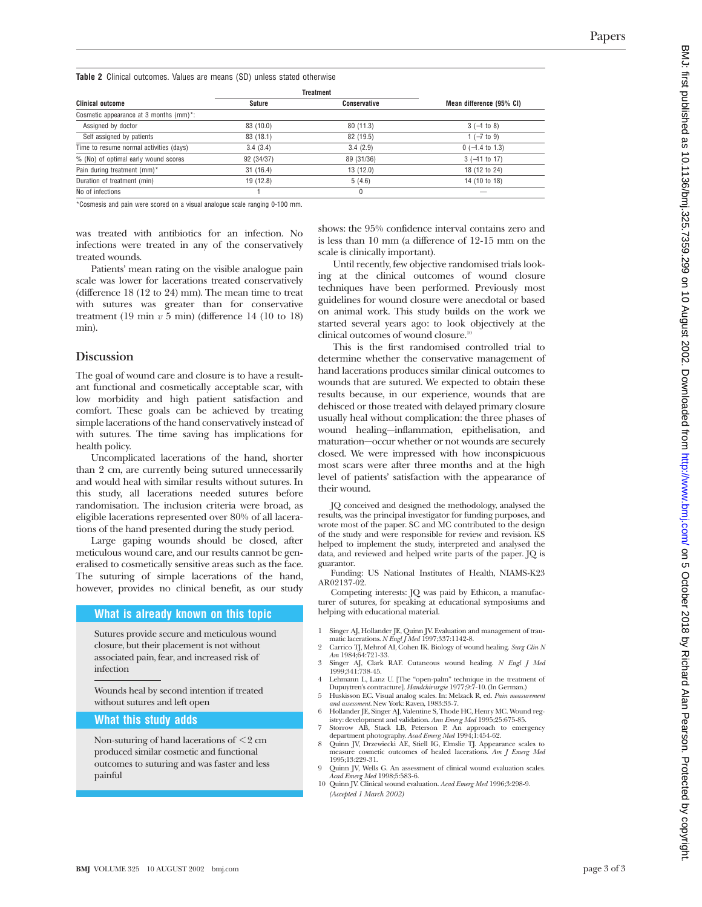**Table 2** Clinical outcomes. Values are means (SD) unless stated otherwise

| Clinical outcome | Treatment: Suture | Treatment: Conservative | Mean difference (95% CI) |
|---|---|---|---|
| Cosmetic appearance at 3 months (mm)*: | | | |
| Assigned by doctor | 83 (10.0) | 80 (11.3) | 3 (−4 to 8) |
| Self assigned by patients | 83 (18.1) | 82 (19.5) | 1 (−7 to 9) |
| Time to resume normal activities (days) | 3.4 (3.4) | 3.4 (2.9) | 0 (−1.4 to 1.3) |
| % (No) of optimal early wound scores | 92 (34/37) | 89 (31/36) | 3 (−11 to 17) |
| Pain during treatment (mm)* | 31 (16.4) | 13 (12.0) | 18 (12 to 24) |
| Duration of treatment (min) | 19 (12.8) | 5 (4.6) | 14 (10 to 18) |
| No of infections | 1 | 0 | — |

*Cosmesis and pain were scored on a visual analogue scale ranging 0-100 mm.

was treated with antibiotics for an infection. No infections were treated in any of the conservatively treated wounds.

Patients' mean rating on the visible analogue pain scale was lower for lacerations treated conservatively (difference 18 (12 to 24) mm). The mean time to treat with sutures was greater than for conservative treatment (19 min *v* 5 min) (difference 14 (10 to 18) min).

## Discussion

The goal of wound care and closure is to have a resultant functional and cosmetically acceptable scar, with low morbidity and high patient satisfaction and comfort. These goals can be achieved by treating simple lacerations of the hand conservatively instead of with sutures. The time saving has implications for health policy.

Uncomplicated lacerations of the hand, shorter than 2 cm, are currently being sutured unnecessarily and would heal with similar results without sutures. In this study, all lacerations needed sutures before randomisation. The inclusion criteria were broad, as eligible lacerations represented over 80% of all lacerations of the hand presented during the study period.

Large gaping wounds should be closed, after meticulous wound care, and our results cannot be generalised to cosmetically sensitive areas such as the face. The suturing of simple lacerations of the hand, however, provides no clinical benefit, as our study shows: the 95% confidence interval contains zero and is less than 10 mm (a difference of 12-15 mm on the scale is clinically important).

Until recently, few objective randomised trials looking at the clinical outcomes of wound closure techniques have been performed. Previously most guidelines for wound closure were anecdotal or based on animal work. This study builds on the work we started several years ago: to look objectively at the clinical outcomes of wound closure.[10]

This is the first randomised controlled trial to determine whether the conservative management of hand lacerations produces similar clinical outcomes to wounds that are sutured. We expected to obtain these results because, in our experience, wounds that are dehisced or those treated with delayed primary closure usually heal without complication: the three phases of wound healing—inflammation, epithelisation, and maturation—occur whether or not wounds are securely closed. We were impressed with how inconspicuous most scars were after three months and at the high level of patients' satisfaction with the appearance of their wound.

### What is already known on this topic

Sutures provide secure and meticulous wound closure, but their placement is not without associated pain, fear, and increased risk of infection

Wounds heal by second intention if treated without sutures and left open

### What this study adds

Non-suturing of hand lacerations of < 2 cm produced similar cosmetic and functional outcomes to suturing and was faster and less painful

JQ conceived and designed the methodology, analysed the results, was the principal investigator for funding purposes, and wrote most of the paper. SC and MC contributed to the design of the study and were responsible for review and revision. KS helped to implement the study, interpreted and analysed the data, and reviewed and helped write parts of the paper. JQ is guarantor.

Funding: US National Institutes of Health, NIAMS-K23 AR02137-02.

Competing interests: JQ was paid by Ethicon, a manufacturer of sutures, for speaking at educational symposiums and helping with educational material.

1. Singer AJ, Hollander JE, Quinn JV. Evaluation and management of traumatic lacerations. *N Engl J Med* 1997;337:1142-8.
2. Carrico TJ, Mehrof AI, Cohen IK. Biology of wound healing. *Surg Clin N Am* 1984;64:721-33.
3. Singer AJ, Clark RAF. Cutaneous wound healing. *N Engl J Med* 1999;341:738-45.
4. Lehmann L, Lanz U. [The "open-palm" technique in the treatment of Dupuytren's contracture]. *Handchirurgie* 1977;9:7-10. (In German.)
5. Huskisson EC. Visual analog scales. In: Melzack R, ed. *Pain measurement and assessment*. New York: Raven, 1983:33-7.
6. Hollander JE, Singer AJ, Valentine S, Thode HC, Henry MC. Wound registry: development and validation. *Ann Emerg Med* 1995;25:675-85.
7. Storrow AB, Stack LB, Peterson P. An approach to emergency department photography. *Acad Emerg Med* 1994;1:454-62.
8. Quinn JV, Drzewiecki AE, Stiell IG, Elmslie TJ. Appearance scales to measure cosmetic outcomes of healed lacerations. *Am J Emerg Med* 1995;13:229-31.
9. Quinn JV, Wells G. An assessment of clinical wound evaluation scales. *Acad Emerg Med* 1998;5:583-6.
10. Quinn JV. Clinical wound evaluation. *Acad Emerg Med* 1996;3:298-9.

*(Accepted 1 March 2002)*